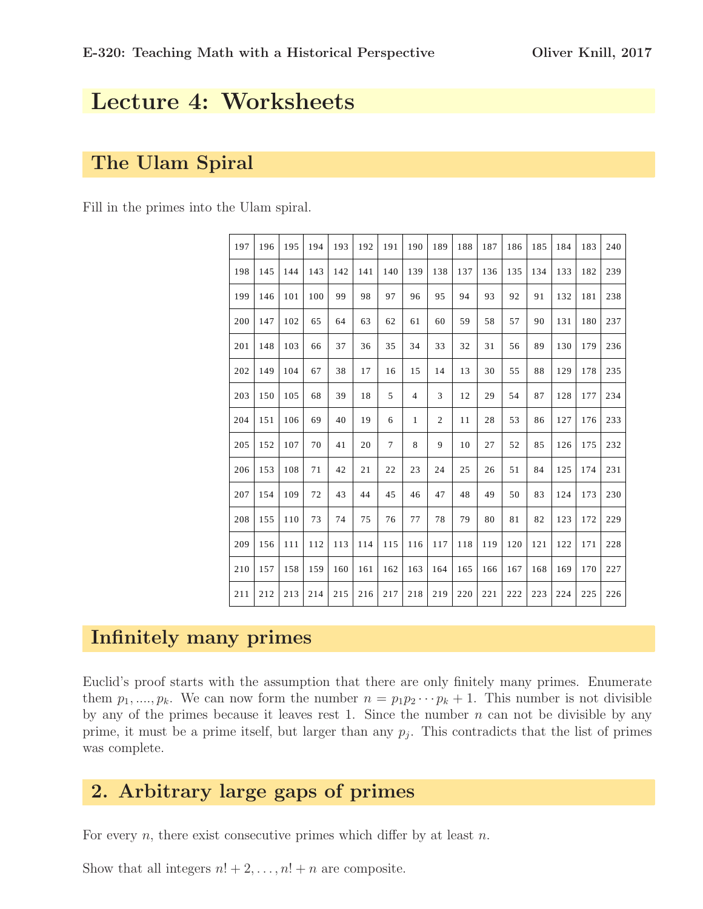# Lecture 4: Worksheets

## The Ulam Spiral

Fill in the primes into the Ulam spiral.

| 197 | 196 | 195 | 194 | 193 | 192 | 191 | 190 | 189 | 188 | 187 | 186 | 185 | 184 | 183 | 240 |
|---|---|---|---|---|---|---|---|---|---|---|---|---|---|---|---|
| 198 | 145 | 144 | 143 | 142 | 141 | 140 | 139 | 138 | 137 | 136 | 135 | 134 | 133 | 182 | 239 |
| 199 | 146 | 101 | 100 | 99 | 98 | 97 | 96 | 95 | 94 | 93 | 92 | 91 | 132 | 181 | 238 |
| 200 | 147 | 102 | 65 | 64 | 63 | 62 | 61 | 60 | 59 | 58 | 57 | 90 | 131 | 180 | 237 |
| 201 | 148 | 103 | 66 | 37 | 36 | 35 | 34 | 33 | 32 | 31 | 56 | 89 | 130 | 179 | 236 |
| 202 | 149 | 104 | 67 | 38 | 17 | 16 | 15 | 14 | 13 | 30 | 55 | 88 | 129 | 178 | 235 |
| 203 | 150 | 105 | 68 | 39 | 18 | 5 | 4 | 3 | 12 | 29 | 54 | 87 | 128 | 177 | 234 |
| 204 | 151 | 106 | 69 | 40 | 19 | 6 | 1 | 2 | 11 | 28 | 53 | 86 | 127 | 176 | 233 |
| 205 | 152 | 107 | 70 | 41 | 20 | 7 | 8 | 9 | 10 | 27 | 52 | 85 | 126 | 175 | 232 |
| 206 | 153 | 108 | 71 | 42 | 21 | 22 | 23 | 24 | 25 | 26 | 51 | 84 | 125 | 174 | 231 |
| 207 | 154 | 109 | 72 | 43 | 44 | 45 | 46 | 47 | 48 | 49 | 50 | 83 | 124 | 173 | 230 |
| 208 | 155 | 110 | 73 | 74 | 75 | 76 | 77 | 78 | 79 | 80 | 81 | 82 | 123 | 172 | 229 |
| 209 | 156 | 111 | 112 | 113 | 114 | 115 | 116 | 117 | 118 | 119 | 120 | 121 | 122 | 171 | 228 |
| 210 | 157 | 158 | 159 | 160 | 161 | 162 | 163 | 164 | 165 | 166 | 167 | 168 | 169 | 170 | 227 |
| 211 | 212 | 213 | 214 | 215 | 216 | 217 | 218 | 219 | 220 | 221 | 222 | 223 | 224 | 225 | 226 |

## Infinitely many primes

Euclid's proof starts with the assumption that there are only finitely many primes. Enumerate them $p_1, ...., p_k$. We can now form the number $n = p_1 p_2 \cdots p_k + 1$. This number is not divisible by any of the primes because it leaves rest 1. Since the number $n$ can not be divisible by any prime, it must be a prime itself, but larger than any $p_j$. This contradicts that the list of primes was complete.

## 2. Arbitrary large gaps of primes

For every $n$, there exist consecutive primes which differ by at least $n$.

Show that all integers $n! + 2, \dots, n! + n$ are composite.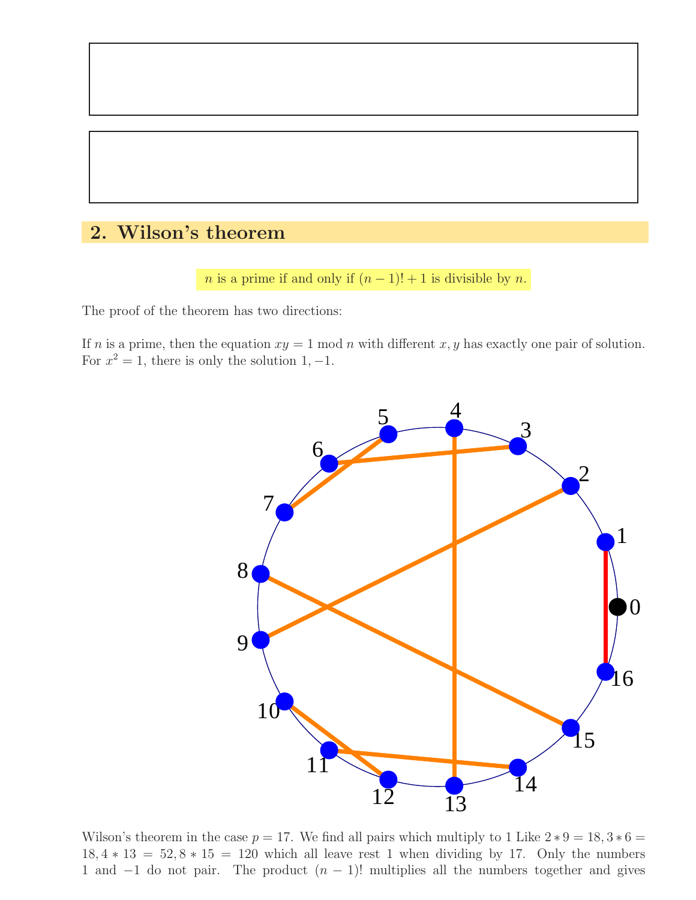## 2. Wilson's theorem

$n$ is a prime if and only if $(n-1)! + 1$ is divisible by $n$.

The proof of the theorem has two directions:

If $n$ is a prime, then the equation $xy = 1 \bmod n$ with different $x, y$ has exactly one pair of solution. For $x^2 = 1$, there is only the solution $1, -1$.

Wilson's theorem in the case $p = 17$. We find all pairs which multiply to 1 Like $2 * 9 = 18, 3 * 6 = 18, 4 * 13 = 52, 8 * 15 = 120$ which all leave rest 1 when dividing by 17. Only the numbers 1 and $-1$ do not pair. The product $(n-1)!$ multiplies all the numbers together and gives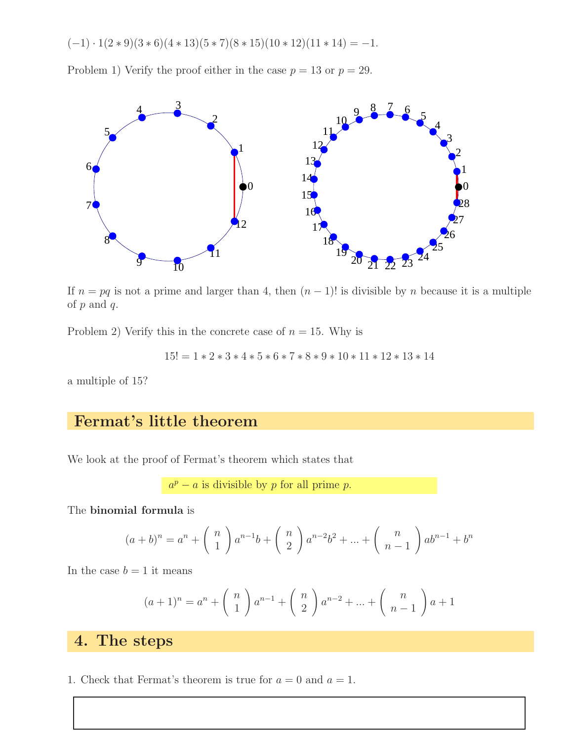$(-1) \cdot 1(2*9)(3*6)(4*13)(5*7)(8*15)(10*12)(11*14) = -1.$

Problem 1) Verify the proof either in the case $p = 13$ or $p = 29$.

If $n = pq$ is not a prime and larger than 4, then $(n-1)!$ is divisible by $n$ because it is a multiple of $p$ and $q$.

Problem 2) Verify this in the concrete case of $n = 15$. Why is

$$15! = 1*2*3*4*5*6*7*8*9*10*11*12*13*14$$

a multiple of 15?

## Fermat's little theorem

We look at the proof of Fermat's theorem which states that

$a^p - a$ is divisible by $p$ for all prime $p$.

The **binomial formula** is

$$(a+b)^n = a^n + \binom{n}{1} a^{n-1}b + \binom{n}{2} a^{n-2}b^2 + ... + \binom{n}{n-1} ab^{n-1} + b^n$$

In the case $b = 1$ it means

$$(a+1)^n = a^n + \binom{n}{1} a^{n-1} + \binom{n}{2} a^{n-2} + ... + \binom{n}{n-1} a + 1$$

## 4. The steps

1. Check that Fermat's theorem is true for $a = 0$ and $a = 1$.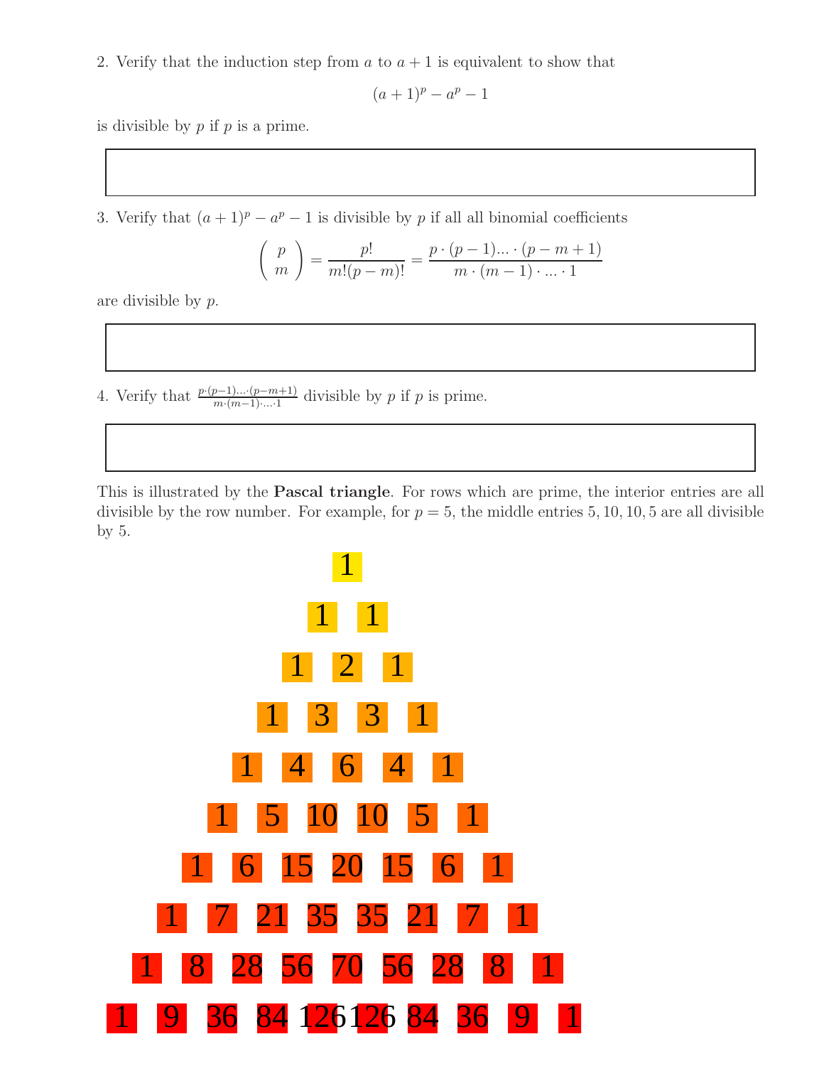2. Verify that the induction step from $a$ to $a+1$ is equivalent to show that

$$(a+1)^p - a^p - 1$$

is divisible by $p$ if $p$ is a prime.

3. Verify that $(a+1)^p - a^p - 1$ is divisible by $p$ if all all binomial coefficients

$$\binom{p}{m} = \frac{p!}{m!(p-m)!} = \frac{p \cdot (p-1) ... \cdot (p-m+1)}{m \cdot (m-1) \cdot ... \cdot 1}$$

are divisible by $p$.

4. Verify that $\frac{p \cdot (p-1) ... \cdot (p-m+1)}{m \cdot (m-1) \cdot ... \cdot 1}$ divisible by $p$ if $p$ is prime.

This is illustrated by the **Pascal triangle**. For rows which are prime, the interior entries are all divisible by the row number. For example, for $p = 5$, the middle entries 5, 10, 10, 5 are all divisible by 5.

1

1 1

1 2 1

1 3 3 1

1 4 6 4 1

1 5 10 10 5 1

1 6 15 20 15 6 1

1 7 21 35 35 21 7 1

1 8 28 56 70 56 28 8 1

1 9 36 84 126 126 84 36 9 1